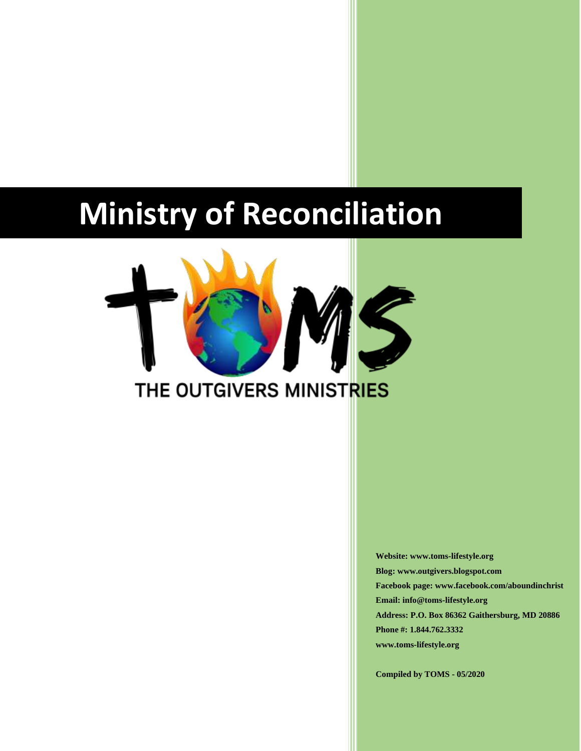# Ministry of Reconciliation

THE OUTGIVERS MINISTRIES

**Website: www.toms-lifestyle.org**
**Blog: www.outgivers.blogspot.com**
**Facebook page: www.facebook.com/aboundinchrist**
**Email: info@toms-lifestyle.org**
**Address: P.O. Box 86362 Gaithersburg, MD 20886**
**Phone #: 1.844.762.3332**
**www.toms-lifestyle.org**

**Compiled by TOMS - 05/2020**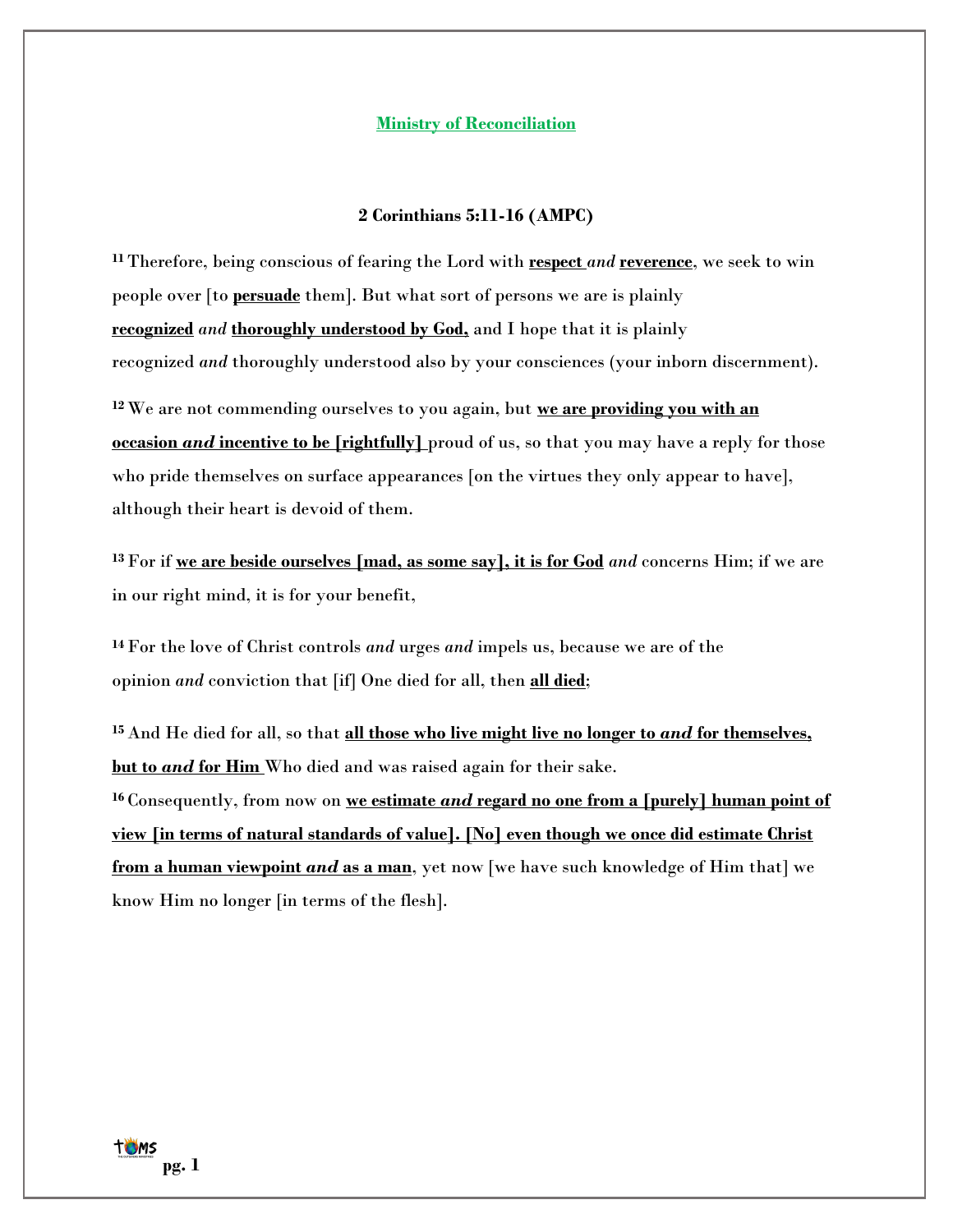## Ministry of Reconciliation

### 2 Corinthians 5:11-16 (AMPC)

[11] Therefore, being conscious of fearing the Lord with **respect** *and* **reverence**, we seek to win people over [to **persuade** them]. But what sort of persons we are is plainly **recognized** *and* **thoroughly understood by God,** and I hope that it is plainly recognized *and* thoroughly understood also by your consciences (your inborn discernment).

[12] We are not commending ourselves to you again, but **we are providing you with an occasion *and* incentive to be [rightfully]** proud of us, so that you may have a reply for those who pride themselves on surface appearances [on the virtues they only appear to have], although their heart is devoid of them.

[13] For if **we are beside ourselves [mad, as some say], it is for God** *and* concerns Him; if we are in our right mind, it is for your benefit,

[14] For the love of Christ controls *and* urges *and* impels us, because we are of the opinion *and* conviction that [if] One died for all, then **all died**;

[15] And He died for all, so that **all those who live might live no longer to *and* for themselves, but to *and* for Him** Who died and was raised again for their sake.

[16] Consequently, from now on **we estimate *and* regard no one from a [purely] human point of view [in terms of natural standards of value]. [No] even though we once did estimate Christ from a human viewpoint *and* as a man**, yet now [we have such knowledge of Him that] we know Him no longer [in terms of the flesh].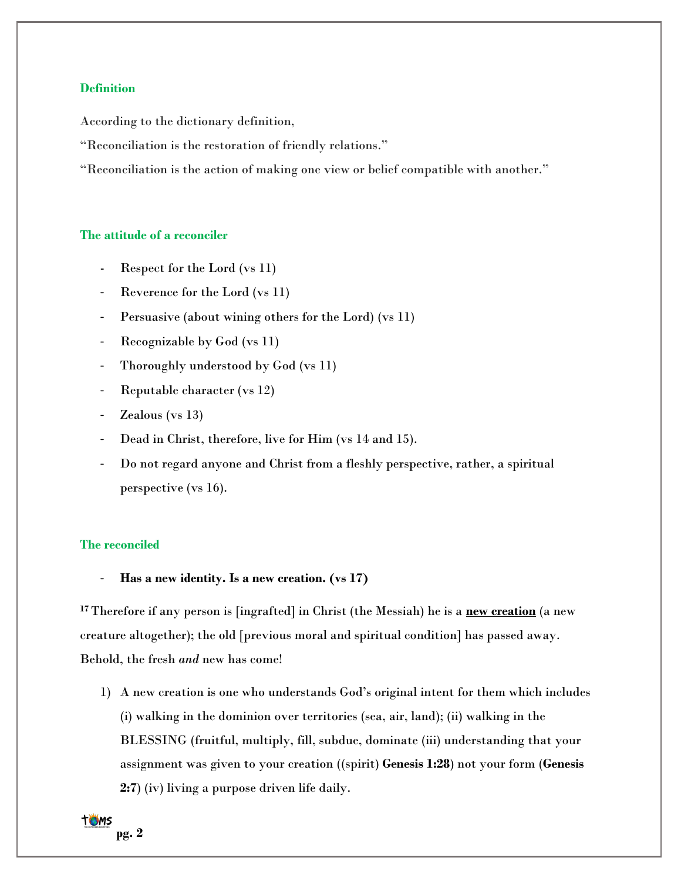## Definition

According to the dictionary definition,

"Reconciliation is the restoration of friendly relations."

"Reconciliation is the action of making one view or belief compatible with another."

## The attitude of a reconciler

- Respect for the Lord (vs 11)
- Reverence for the Lord (vs 11)
- Persuasive (about wining others for the Lord) (vs 11)
- Recognizable by God (vs 11)
- Thoroughly understood by God (vs 11)
- Reputable character (vs 12)
- Zealous (vs 13)
- Dead in Christ, therefore, live for Him (vs 14 and 15).
- Do not regard anyone and Christ from a fleshly perspective, rather, a spiritual perspective (vs 16).

## The reconciled

- **Has a new identity. Is a new creation. (vs 17)**

**17** Therefore if any person is [ingrafted] in Christ (the Messiah) he is a <u>**new creation**</u> (a new creature altogether); the old [previous moral and spiritual condition] has passed away. Behold, the fresh *and* new has come!

1) A new creation is one who understands God's original intent for them which includes (i) walking in the dominion over territories (sea, air, land); (ii) walking in the BLESSING (fruitful, multiply, fill, subdue, dominate (iii) understanding that your assignment was given to your creation ((spirit) **Genesis 1:28**) not your form (**Genesis 2:7**) (iv) living a purpose driven life daily.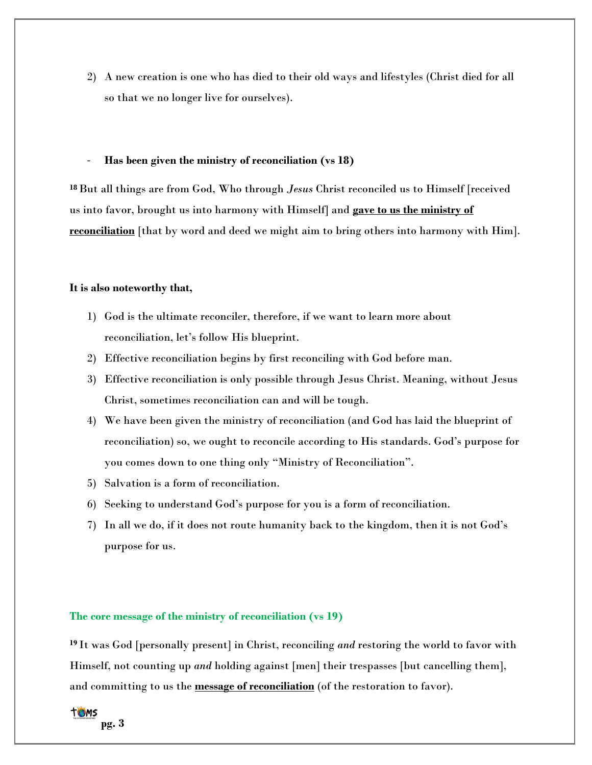2) A new creation is one who has died to their old ways and lifestyles (Christ died for all so that we no longer live for ourselves).

- **Has been given the ministry of reconciliation (vs 18)**

**18** But all things are from God, Who through *Jesus* Christ reconciled us to Himself [received us into favor, brought us into harmony with Himself] and **gave to us the ministry of reconciliation** [that by word and deed we might aim to bring others into harmony with Him].

**It is also noteworthy that,**

1) God is the ultimate reconciler, therefore, if we want to learn more about reconciliation, let's follow His blueprint.
2) Effective reconciliation begins by first reconciling with God before man.
3) Effective reconciliation is only possible through Jesus Christ. Meaning, without Jesus Christ, sometimes reconciliation can and will be tough.
4) We have been given the ministry of reconciliation (and God has laid the blueprint of reconciliation) so, we ought to reconcile according to His standards. God's purpose for you comes down to one thing only "Ministry of Reconciliation".
5) Salvation is a form of reconciliation.
6) Seeking to understand God's purpose for you is a form of reconciliation.
7) In all we do, if it does not route humanity back to the kingdom, then it is not God's purpose for us.

**The core message of the ministry of reconciliation (vs 19)**

**19** It was God [personally present] in Christ, reconciling *and* restoring the world to favor with Himself, not counting up *and* holding against [men] their trespasses [but cancelling them], and committing to us the **message of reconciliation** (of the restoration to favor).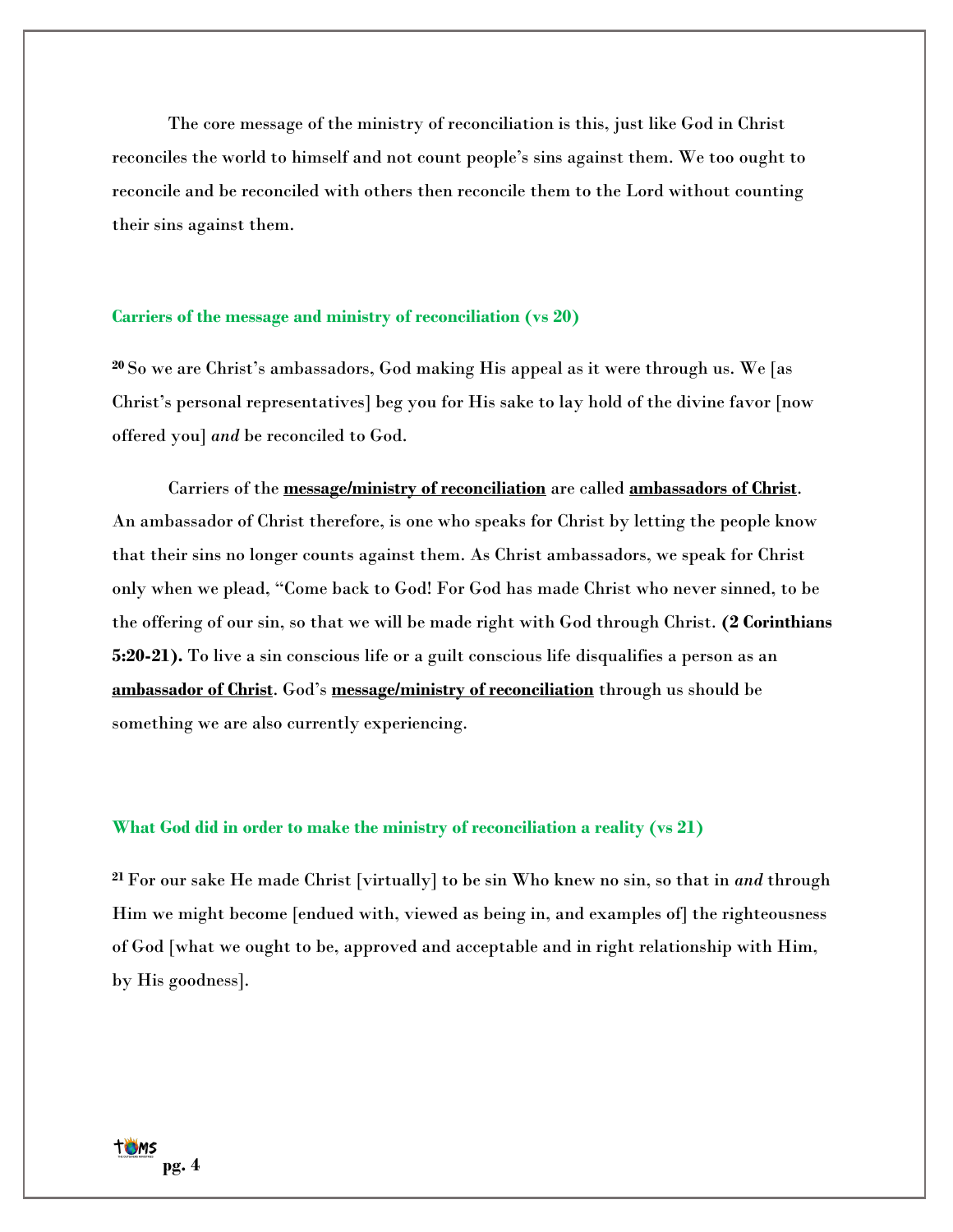The core message of the ministry of reconciliation is this, just like God in Christ reconciles the world to himself and not count people's sins against them. We too ought to reconcile and be reconciled with others then reconcile them to the Lord without counting their sins against them.

### Carriers of the message and ministry of reconciliation (vs 20)

[20] So we are Christ's ambassadors, God making His appeal as it were through us. We [as Christ's personal representatives] beg you for His sake to lay hold of the divine favor [now offered you] *and* be reconciled to God.

Carriers of the **message/ministry of reconciliation** are called **ambassadors of Christ**. An ambassador of Christ therefore, is one who speaks for Christ by letting the people know that their sins no longer counts against them. As Christ ambassadors, we speak for Christ only when we plead, "Come back to God! For God has made Christ who never sinned, to be the offering of our sin, so that we will be made right with God through Christ. **(2 Corinthians 5:20-21).** To live a sin conscious life or a guilt conscious life disqualifies a person as an **ambassador of Christ**. God's **message/ministry of reconciliation** through us should be something we are also currently experiencing.

### What God did in order to make the ministry of reconciliation a reality (vs 21)

[21] For our sake He made Christ [virtually] to be sin Who knew no sin, so that in *and* through Him we might become [endued with, viewed as being in, and examples of] the righteousness of God [what we ought to be, approved and acceptable and in right relationship with Him, by His goodness].